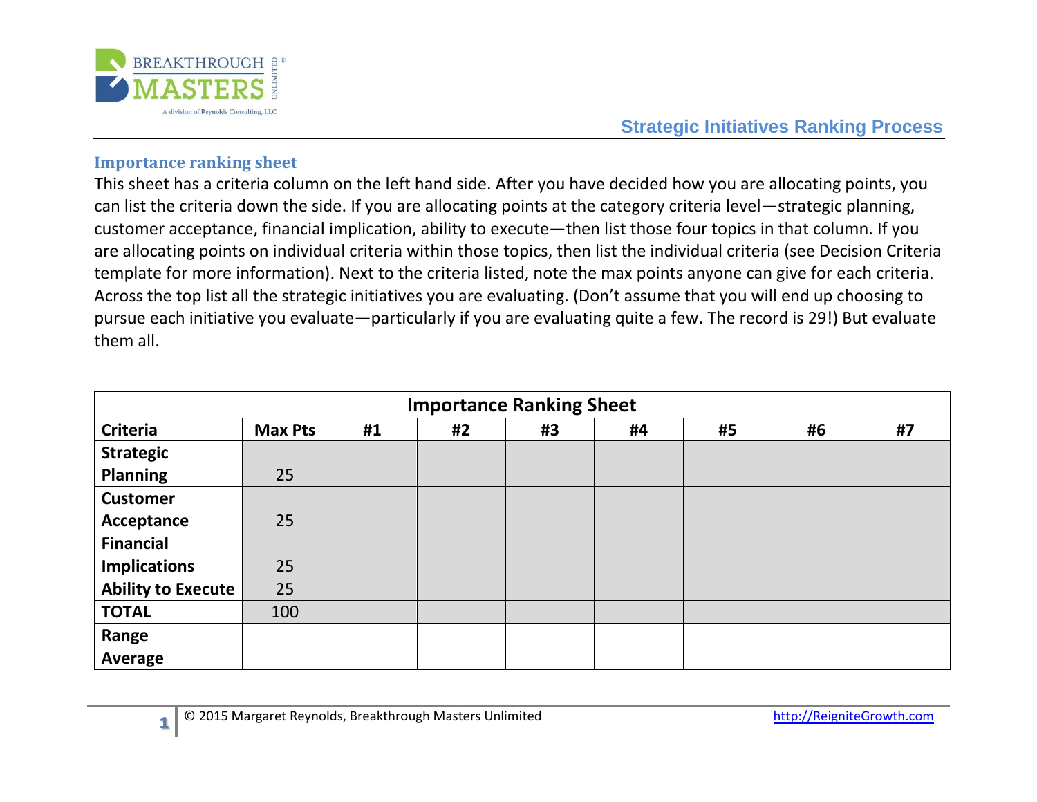## Strategic Initiatives Ranking Process

### Importance ranking sheet

This sheet has a criteria column on the left hand side. After you have decided how you are allocating points, you can list the criteria down the side. If you are allocating points at the category criteria level—strategic planning, customer acceptance, financial implication, ability to execute—then list those four topics in that column. If you are allocating points on individual criteria within those topics, then list the individual criteria (see Decision Criteria template for more information). Next to the criteria listed, note the max points anyone can give for each criteria. Across the top list all the strategic initiatives you are evaluating. (Don't assume that you will end up choosing to pursue each initiative you evaluate—particularly if you are evaluating quite a few. The record is 29!) But evaluate them all.

| Importance Ranking Sheet | | | | | | | | |
|---|---|---|---|---|---|---|---|---|
| **Criteria** | **Max Pts** | **#1** | **#2** | **#3** | **#4** | **#5** | **#6** | **#7** |
| **Strategic Planning** | 25 | | | | | | | |
| **Customer Acceptance** | 25 | | | | | | | |
| **Financial Implications** | 25 | | | | | | | |
| **Ability to Execute** | 25 | | | | | | | |
| **TOTAL** | 100 | | | | | | | |
| **Range** | | | | | | | | |
| **Average** | | | | | | | | |

© 2015 Margaret Reynolds, Breakthrough Masters Unlimited http://ReigniteGrowth.com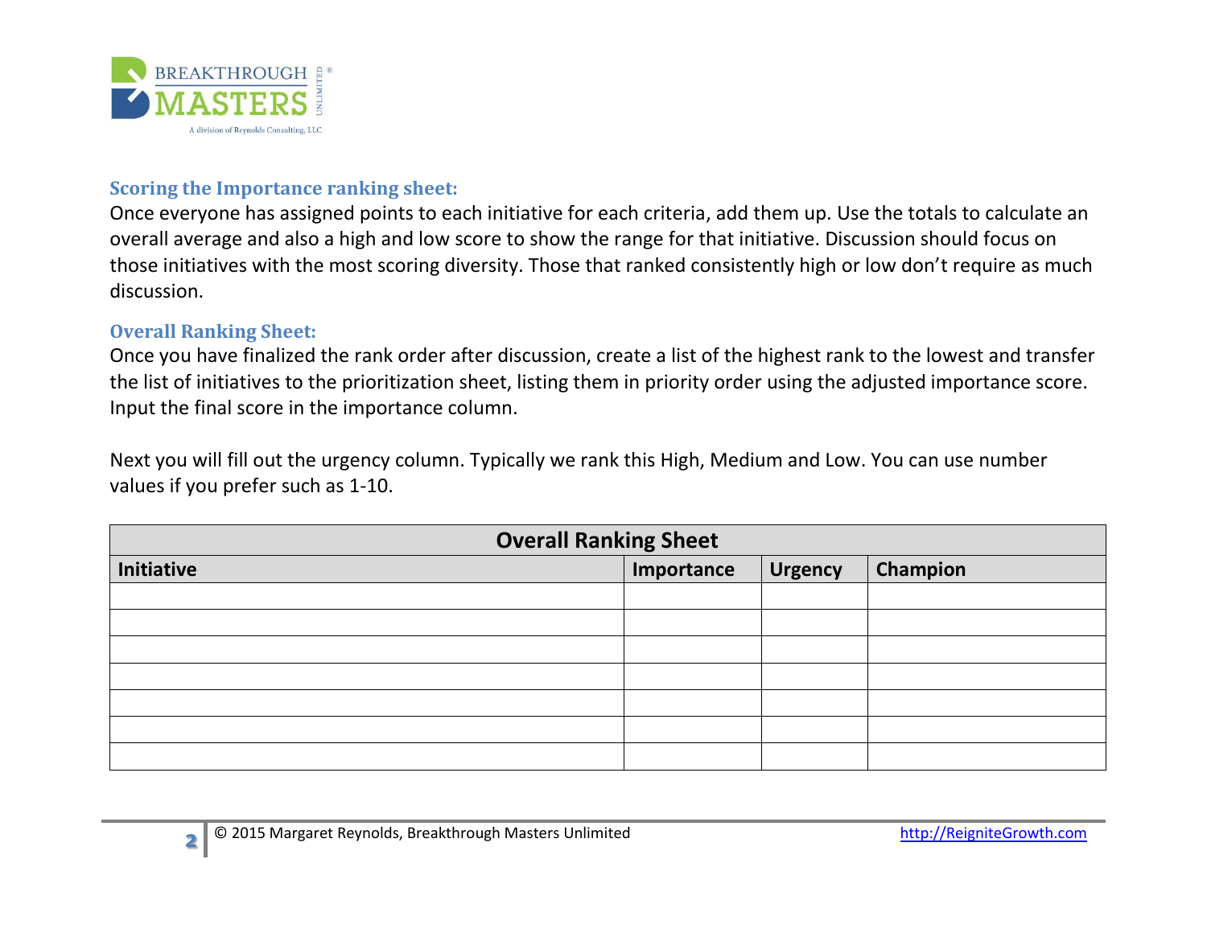### Scoring the Importance ranking sheet:

Once everyone has assigned points to each initiative for each criteria, add them up. Use the totals to calculate an overall average and also a high and low score to show the range for that initiative. Discussion should focus on those initiatives with the most scoring diversity. Those that ranked consistently high or low don't require as much discussion.

### Overall Ranking Sheet:

Once you have finalized the rank order after discussion, create a list of the highest rank to the lowest and transfer the list of initiatives to the prioritization sheet, listing them in priority order using the adjusted importance score. Input the final score in the importance column.

Next you will fill out the urgency column. Typically we rank this High, Medium and Low. You can use number values if you prefer such as 1-10.

| Overall Ranking Sheet | | | |
|---|---|---|---|
| **Initiative** | **Importance** | **Urgency** | **Champion** |
| | | | |
| | | | |
| | | | |
| | | | |
| | | | |
| | | | |
| | | | |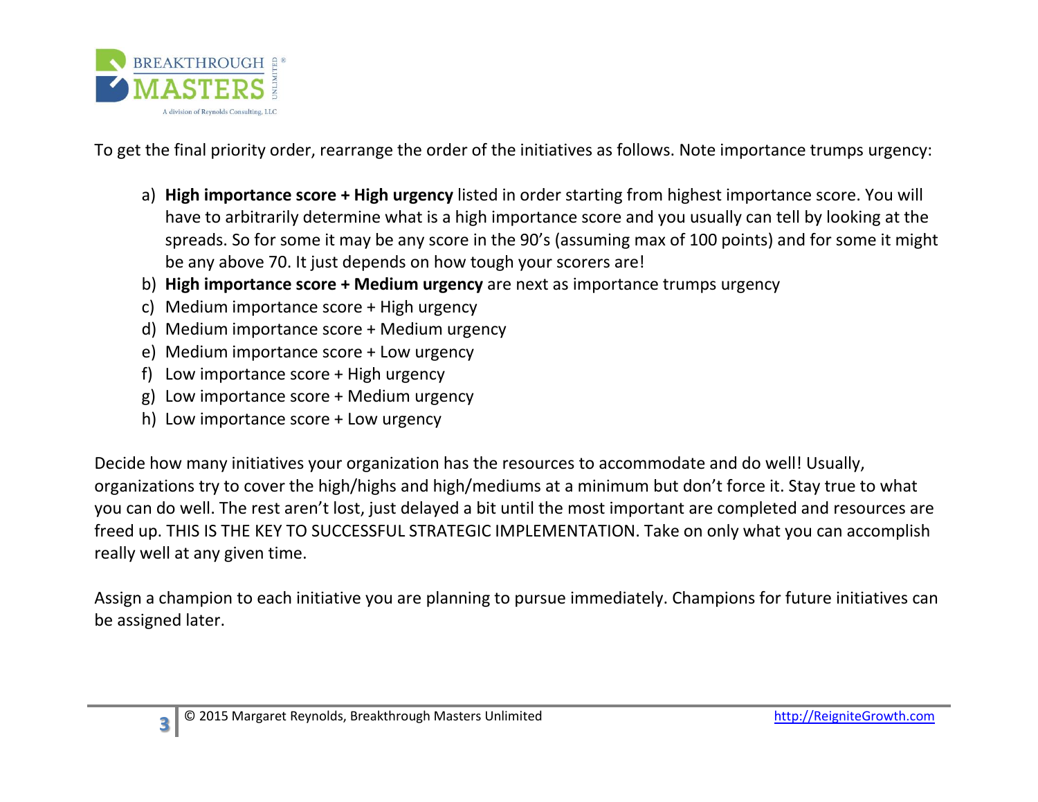To get the final priority order, rearrange the order of the initiatives as follows. Note importance trumps urgency:

a) **High importance score + High urgency** listed in order starting from highest importance score. You will have to arbitrarily determine what is a high importance score and you usually can tell by looking at the spreads. So for some it may be any score in the 90's (assuming max of 100 points) and for some it might be any above 70. It just depends on how tough your scorers are!
b) **High importance score + Medium urgency** are next as importance trumps urgency
c) Medium importance score + High urgency
d) Medium importance score + Medium urgency
e) Medium importance score + Low urgency
f) Low importance score + High urgency
g) Low importance score + Medium urgency
h) Low importance score + Low urgency

Decide how many initiatives your organization has the resources to accommodate and do well! Usually, organizations try to cover the high/highs and high/mediums at a minimum but don't force it. Stay true to what you can do well. The rest aren't lost, just delayed a bit until the most important are completed and resources are freed up. THIS IS THE KEY TO SUCCESSFUL STRATEGIC IMPLEMENTATION. Take on only what you can accomplish really well at any given time.

Assign a champion to each initiative you are planning to pursue immediately. Champions for future initiatives can be assigned later.